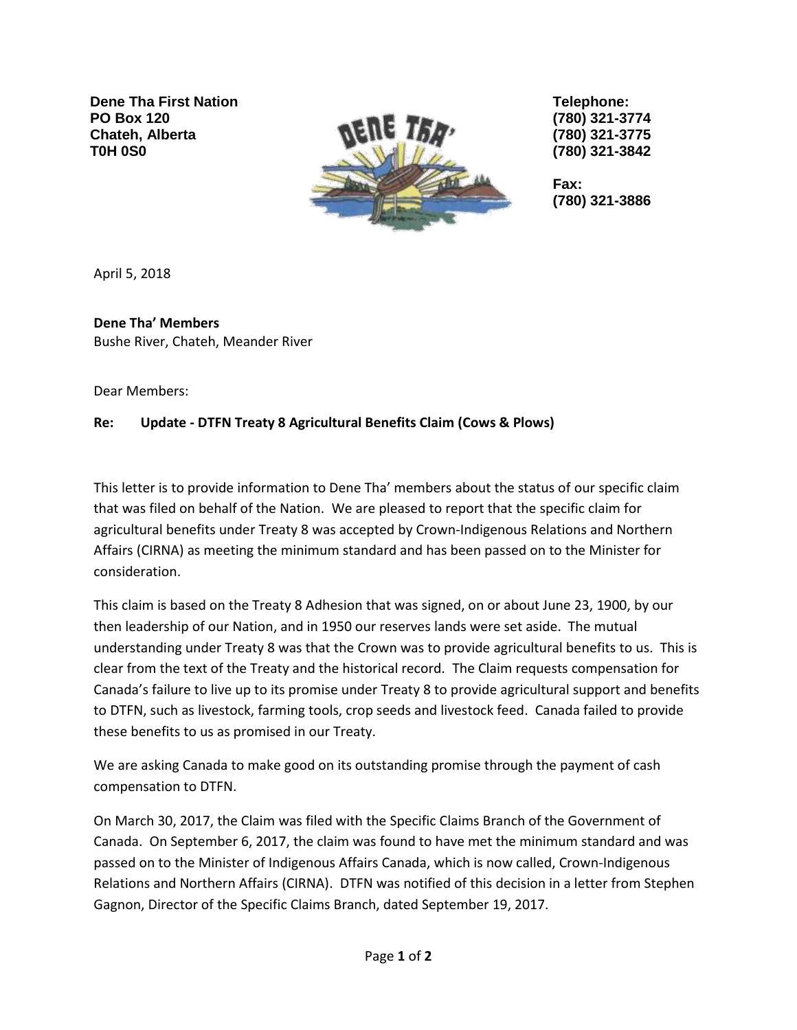**Dene Tha First Nation**
**PO Box 120**
**Chateh, Alberta**
**T0H 0S0**

**Telephone:**
**(780) 321-3774**
**(780) 321-3775**
**(780) 321-3842**

**Fax:**
**(780) 321-3886**

April 5, 2018

**Dene Tha' Members**
Bushe River, Chateh, Meander River

Dear Members:

**Re: Update - DTFN Treaty 8 Agricultural Benefits Claim (Cows & Plows)**

This letter is to provide information to Dene Tha' members about the status of our specific claim that was filed on behalf of the Nation. We are pleased to report that the specific claim for agricultural benefits under Treaty 8 was accepted by Crown-Indigenous Relations and Northern Affairs (CIRNA) as meeting the minimum standard and has been passed on to the Minister for consideration.

This claim is based on the Treaty 8 Adhesion that was signed, on or about June 23, 1900, by our then leadership of our Nation, and in 1950 our reserves lands were set aside. The mutual understanding under Treaty 8 was that the Crown was to provide agricultural benefits to us. This is clear from the text of the Treaty and the historical record. The Claim requests compensation for Canada's failure to live up to its promise under Treaty 8 to provide agricultural support and benefits to DTFN, such as livestock, farming tools, crop seeds and livestock feed. Canada failed to provide these benefits to us as promised in our Treaty.

We are asking Canada to make good on its outstanding promise through the payment of cash compensation to DTFN.

On March 30, 2017, the Claim was filed with the Specific Claims Branch of the Government of Canada. On September 6, 2017, the claim was found to have met the minimum standard and was passed on to the Minister of Indigenous Affairs Canada, which is now called, Crown-Indigenous Relations and Northern Affairs (CIRNA). DTFN was notified of this decision in a letter from Stephen Gagnon, Director of the Specific Claims Branch, dated September 19, 2017.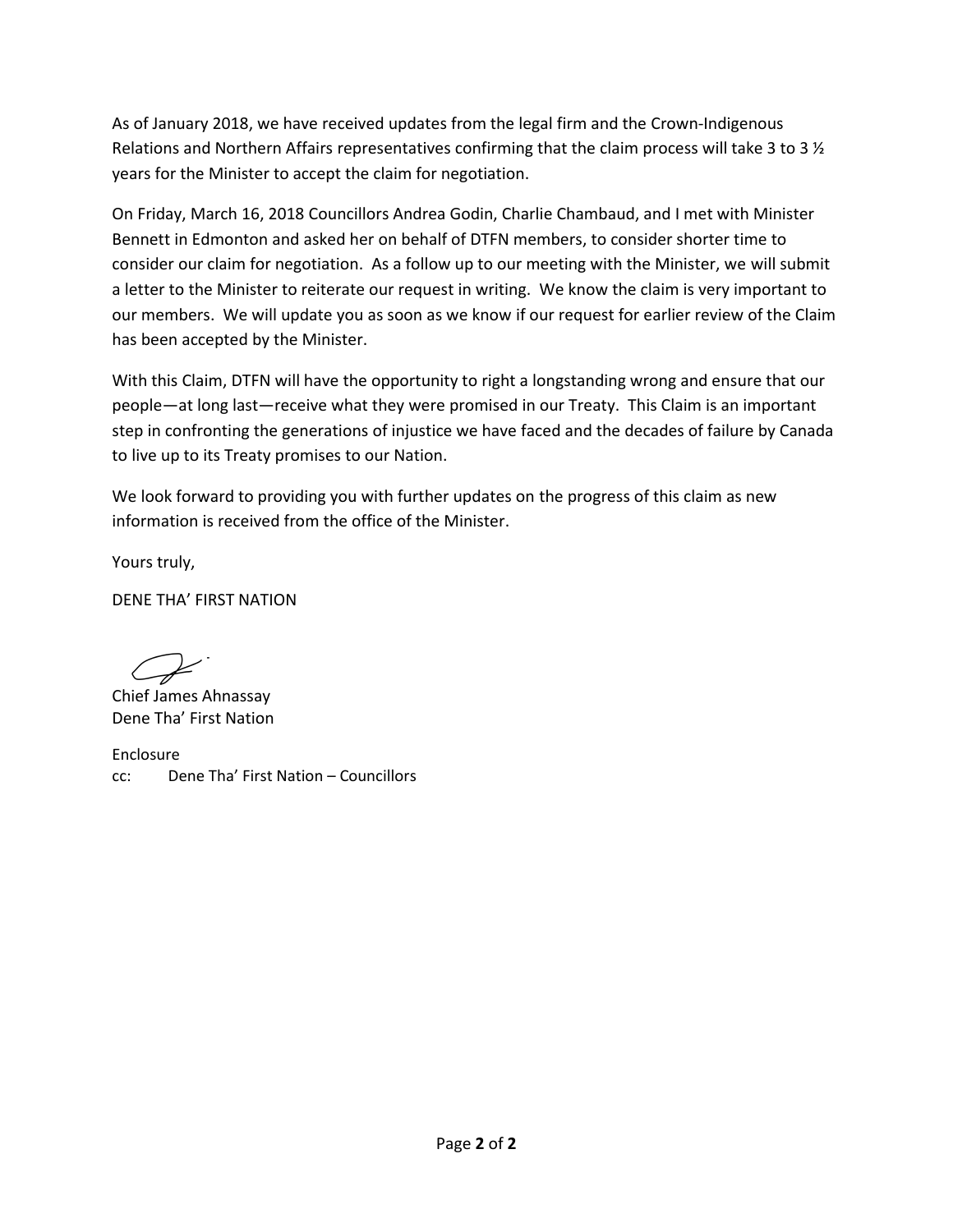As of January 2018, we have received updates from the legal firm and the Crown-Indigenous Relations and Northern Affairs representatives confirming that the claim process will take 3 to 3 ½ years for the Minister to accept the claim for negotiation.

On Friday, March 16, 2018 Councillors Andrea Godin, Charlie Chambaud, and I met with Minister Bennett in Edmonton and asked her on behalf of DTFN members, to consider shorter time to consider our claim for negotiation. As a follow up to our meeting with the Minister, we will submit a letter to the Minister to reiterate our request in writing. We know the claim is very important to our members. We will update you as soon as we know if our request for earlier review of the Claim has been accepted by the Minister.

With this Claim, DTFN will have the opportunity to right a longstanding wrong and ensure that our people—at long last—receive what they were promised in our Treaty. This Claim is an important step in confronting the generations of injustice we have faced and the decades of failure by Canada to live up to its Treaty promises to our Nation.

We look forward to providing you with further updates on the progress of this claim as new information is received from the office of the Minister.

Yours truly,

DENE THA' FIRST NATION

Chief James Ahnassay
Dene Tha' First Nation

Enclosure
cc: Dene Tha' First Nation – Councillors